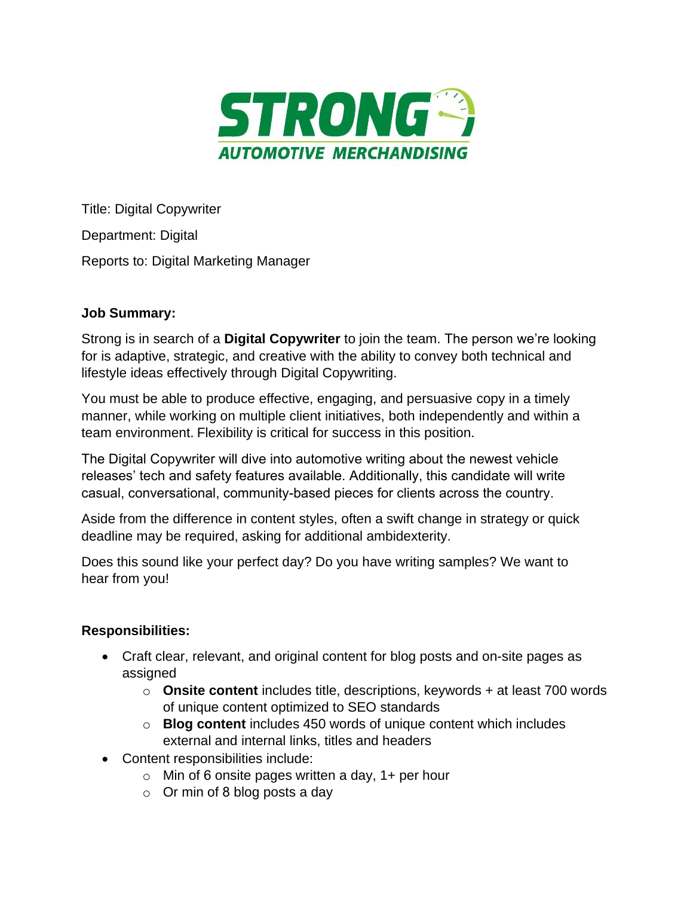STRONG

AUTOMOTIVE MERCHANDISING

Title: Digital Copywriter

Department: Digital

Reports to: Digital Marketing Manager

**Job Summary:**

Strong is in search of a **Digital Copywriter** to join the team. The person we're looking for is adaptive, strategic, and creative with the ability to convey both technical and lifestyle ideas effectively through Digital Copywriting.

You must be able to produce effective, engaging, and persuasive copy in a timely manner, while working on multiple client initiatives, both independently and within a team environment. Flexibility is critical for success in this position.

The Digital Copywriter will dive into automotive writing about the newest vehicle releases' tech and safety features available. Additionally, this candidate will write casual, conversational, community-based pieces for clients across the country.

Aside from the difference in content styles, often a swift change in strategy or quick deadline may be required, asking for additional ambidexterity.

Does this sound like your perfect day? Do you have writing samples? We want to hear from you!

**Responsibilities:**

- Craft clear, relevant, and original content for blog posts and on-site pages as assigned
  - **Onsite content** includes title, descriptions, keywords + at least 700 words of unique content optimized to SEO standards
  - **Blog content** includes 450 words of unique content which includes external and internal links, titles and headers
- Content responsibilities include:
  - Min of 6 onsite pages written a day, 1+ per hour
  - Or min of 8 blog posts a day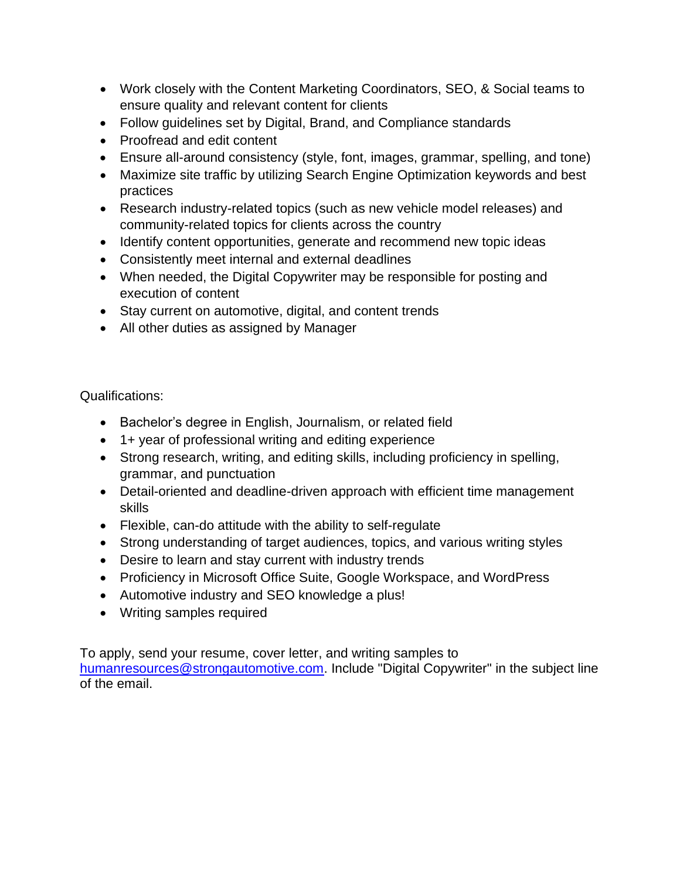- Work closely with the Content Marketing Coordinators, SEO, & Social teams to ensure quality and relevant content for clients
- Follow guidelines set by Digital, Brand, and Compliance standards
- Proofread and edit content
- Ensure all-around consistency (style, font, images, grammar, spelling, and tone)
- Maximize site traffic by utilizing Search Engine Optimization keywords and best practices
- Research industry-related topics (such as new vehicle model releases) and community-related topics for clients across the country
- Identify content opportunities, generate and recommend new topic ideas
- Consistently meet internal and external deadlines
- When needed, the Digital Copywriter may be responsible for posting and execution of content
- Stay current on automotive, digital, and content trends
- All other duties as assigned by Manager

Qualifications:

- Bachelor's degree in English, Journalism, or related field
- 1+ year of professional writing and editing experience
- Strong research, writing, and editing skills, including proficiency in spelling, grammar, and punctuation
- Detail-oriented and deadline-driven approach with efficient time management skills
- Flexible, can-do attitude with the ability to self-regulate
- Strong understanding of target audiences, topics, and various writing styles
- Desire to learn and stay current with industry trends
- Proficiency in Microsoft Office Suite, Google Workspace, and WordPress
- Automotive industry and SEO knowledge a plus!
- Writing samples required

To apply, send your resume, cover letter, and writing samples to humanresources@strongautomotive.com. Include "Digital Copywriter" in the subject line of the email.